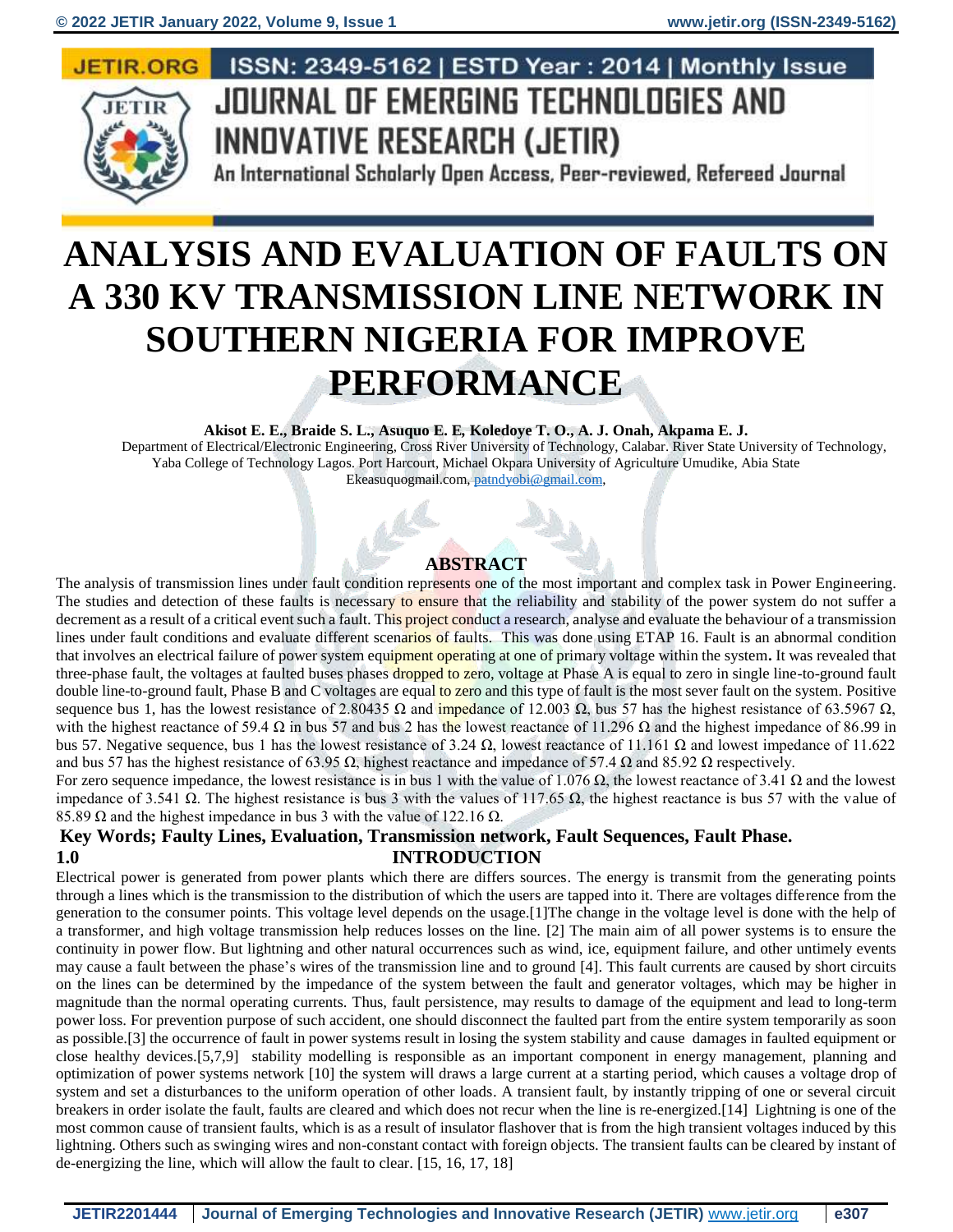# ANALYSIS AND EVALUATION OF FAULTS ON A 330 KV TRANSMISSION LINE NETWORK IN SOUTHERN NIGERIA FOR IMPROVE PERFORMANCE

**Akisot E. E., Braide S. L., Asuquo E. E, Koledoye T. O., A. J. Onah, Akpama E. J.**

Department of Electrical/Electronic Engineering, Cross River University of Technology, Calabar. River State University of Technology, Yaba College of Technology Lagos. Port Harcourt, Michael Okpara University of Agriculture Umudike, Abia State

Ekeasuquogmail.com, patndyobi@gmail.com,

## ABSTRACT

The analysis of transmission lines under fault condition represents one of the most important and complex task in Power Engineering. The studies and detection of these faults is necessary to ensure that the reliability and stability of the power system do not suffer a decrement as a result of a critical event such a fault. This project conduct a research, analyse and evaluate the behaviour of a transmission lines under fault conditions and evaluate different scenarios of faults. This was done using ETAP 16. Fault is an abnormal condition that involves an electrical failure of power system equipment operating at one of primary voltage within the system**.** It was revealed that three-phase fault, the voltages at faulted buses phases dropped to zero, voltage at Phase A is equal to zero in single line-to-ground fault double line-to-ground fault, Phase B and C voltages are equal to zero and this type of fault is the most sever fault on the system. Positive sequence bus 1, has the lowest resistance of 2.80435 Ω and impedance of 12.003 Ω, bus 57 has the highest resistance of 63.5967 Ω, with the highest reactance of 59.4 Ω in bus 57 and bus 2 has the lowest reactance of 11.296 Ω and the highest impedance of 86.99 in bus 57. Negative sequence, bus 1 has the lowest resistance of 3.24 Ω, lowest reactance of 11.161 Ω and lowest impedance of 11.622 and bus 57 has the highest resistance of 63.95 Ω, highest reactance and impedance of 57.4 Ω and 85.92 Ω respectively.

For zero sequence impedance, the lowest resistance is in bus 1 with the value of 1.076 Ω, the lowest reactance of 3.41 Ω and the lowest impedance of 3.541 Ω. The highest resistance is bus 3 with the values of 117.65 Ω, the highest reactance is bus 57 with the value of 85.89 Ω and the highest impedance in bus 3 with the value of 122.16 Ω.

**Key Words; Faulty Lines, Evaluation, Transmission network, Fault Sequences, Fault Phase.**

## 1.0 INTRODUCTION

Electrical power is generated from power plants which there are differs sources. The energy is transmit from the generating points through a lines which is the transmission to the distribution of which the users are tapped into it. There are voltages difference from the generation to the consumer points. This voltage level depends on the usage.[1]The change in the voltage level is done with the help of a transformer, and high voltage transmission help reduces losses on the line. [2] The main aim of all power systems is to ensure the continuity in power flow. But lightning and other natural occurrences such as wind, ice, equipment failure, and other untimely events may cause a fault between the phase's wires of the transmission line and to ground [4]. This fault currents are caused by short circuits on the lines can be determined by the impedance of the system between the fault and generator voltages, which may be higher in magnitude than the normal operating currents. Thus, fault persistence, may results to damage of the equipment and lead to long-term power loss. For prevention purpose of such accident, one should disconnect the faulted part from the entire system temporarily as soon as possible.[3] the occurrence of fault in power systems result in losing the system stability and cause damages in faulted equipment or close healthy devices.[5,7,9] stability modelling is responsible as an important component in energy management, planning and optimization of power systems network [10] the system will draws a large current at a starting period, which causes a voltage drop of system and set a disturbances to the uniform operation of other loads. A transient fault, by instantly tripping of one or several circuit breakers in order isolate the fault, faults are cleared and which does not recur when the line is re-energized.[14] Lightning is one of the most common cause of transient faults, which is as a result of insulator flashover that is from the high transient voltages induced by this lightning. Others such as swinging wires and non-constant contact with foreign objects. The transient faults can be cleared by instant of de-energizing the line, which will allow the fault to clear. [15, 16, 17, 18]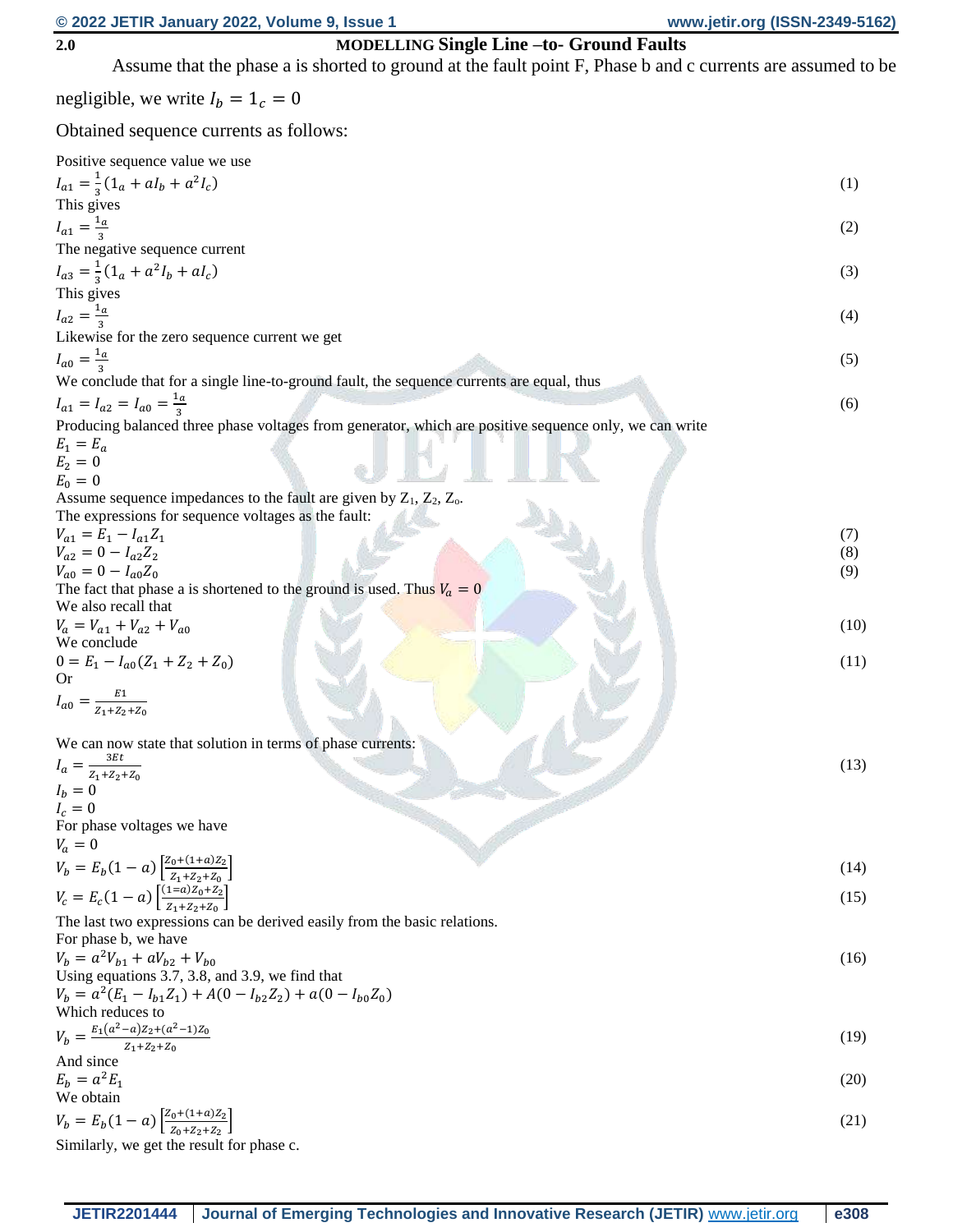## 2.0 MODELLING Single Line –to- Ground Faults

Assume that the phase a is shorted to ground at the fault point F, Phase b and c currents are assumed to be negligible, we write $I_b = 1_c = 0$

Obtained sequence currents as follows:

Positive sequence value we use

$$I_{a1} = \frac{1}{3}(1_a + aI_b + a^2 I_c) \tag{1}$$

This gives

$$I_{a1} = \frac{1_a}{3} \tag{2}$$

The negative sequence current

$$I_{a3} = \frac{1}{3}(1_a + a^2 I_b + aI_c) \tag{3}$$

This gives

$$I_{a2} = \frac{1_a}{3} \tag{4}$$

Likewise for the zero sequence current we get

$$I_{a0} = \frac{1_a}{3} \tag{5}$$

We conclude that for a single line-to-ground fault, the sequence currents are equal, thus

$$I_{a1} = I_{a2} = I_{a0} = \frac{1_a}{3} \tag{6}$$

Producing balanced three phase voltages from generator, which are positive sequence only, we can write

$$E_1 = E_a$$
$$E_2 = 0$$
$$E_0 = 0$$

Assume sequence impedances to the fault are given by $Z_1$, $Z_2$, $Z_o$.

The expressions for sequence voltages as the fault:

$$V_{a1} = E_1 - I_{a1}Z_1 \tag{7}$$
$$V_{a2} = 0 - I_{a2}Z_2 \tag{8}$$
$$V_{a0} = 0 - I_{a0}Z_0 \tag{9}$$

The fact that phase a is shortened to the ground is used. Thus $V_a = 0$

We also recall that

$$V_a = V_{a1} + V_{a2} + V_{a0} \tag{10}$$

We conclude

$$0 = E_1 - I_{a0}(Z_1 + Z_2 + Z_0) \tag{11}$$

Or

$$I_{a0} = \frac{E1}{Z_1 + Z_2 + Z_0}$$

We can now state that solution in terms of phase currents:

$$I_a = \frac{3Et}{Z_1 + Z_2 + Z_0} \tag{13}$$
$$I_b = 0$$
$$I_c = 0$$

For phase voltages we have

$$V_a = 0$$
$$V_b = E_b(1-a)\left[\frac{Z_0 + (1+a)Z_2}{Z_1 + Z_2 + Z_0}\right] \tag{14}$$
$$V_c = E_c(1-a)\left[\frac{(1=a)Z_0 + Z_2}{Z_1 + Z_2 + Z_0}\right] \tag{15}$$

The last two expressions can be derived easily from the basic relations.

For phase b, we have

$$V_b = a^2 V_{b1} + aV_{b2} + V_{b0} \tag{16}$$

Using equations 3.7, 3.8, and 3.9, we find that

$$V_b = a^2(E_1 - I_{b1}Z_1) + A(0 - I_{b2}Z_2) + a(0 - I_{b0}Z_0)$$

Which reduces to

$$V_b = \frac{E_1(a^2 - a)Z_2 + (a^2 - 1)Z_0}{Z_1 + Z_2 + Z_0} \tag{19}$$

And since

$$E_b = a^2 E_1 \tag{20}$$

We obtain

$$V_b = E_b(1-a)\left[\frac{Z_0 + (1+a)Z_2}{Z_0 + Z_2 + Z_2}\right] \tag{21}$$

Similarly, we get the result for phase c.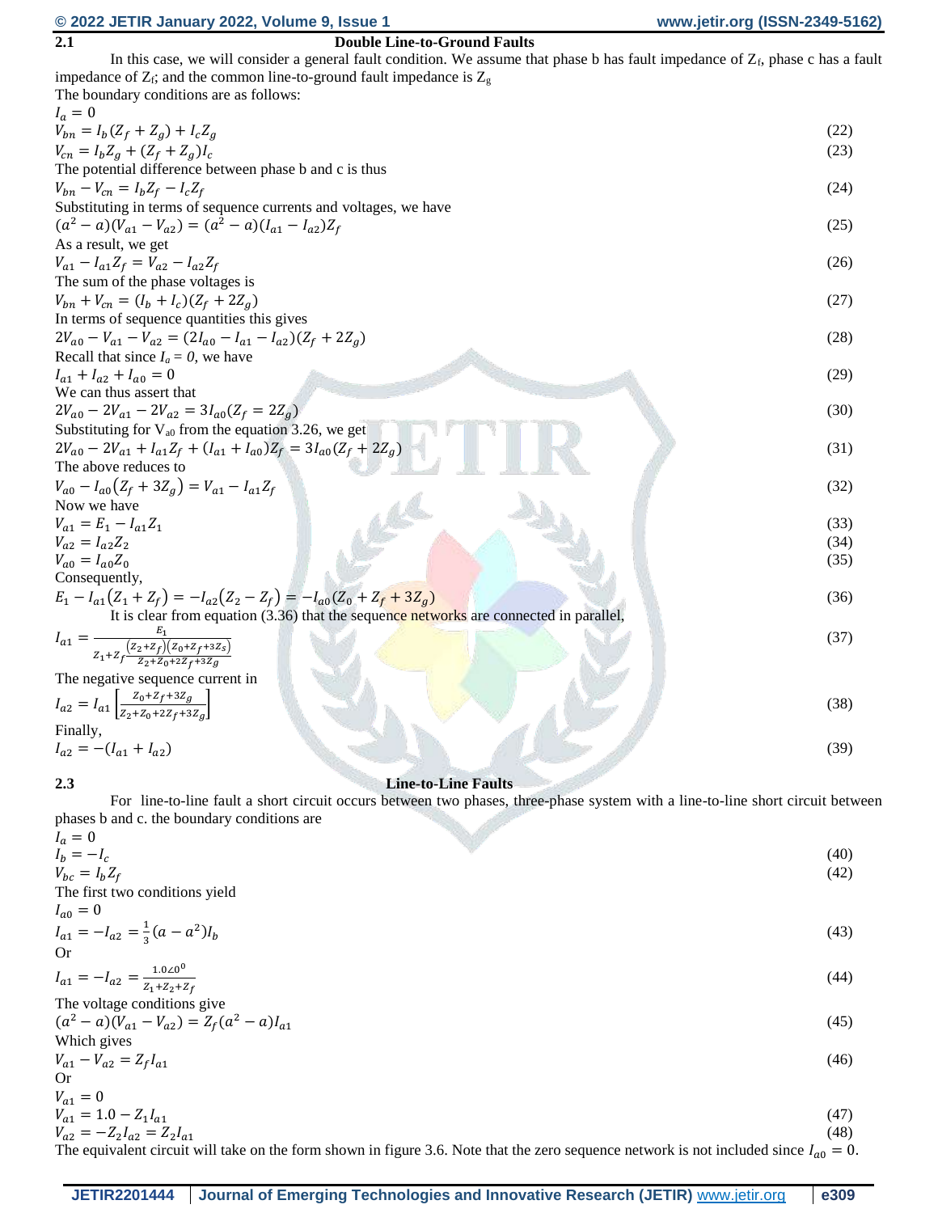## 2.1 Double Line-to-Ground Faults

In this case, we will consider a general fault condition. We assume that phase b has fault impedance of $Z_f$, phase c has a fault impedance of $Z_f$; and the common line-to-ground fault impedance is $Z_g$

The boundary conditions are as follows:

$$I_a = 0$$

$$V_{bn} = I_b(Z_f + Z_g) + I_c Z_g \tag{22}$$

$$V_{cn} = I_b Z_g + (Z_f + Z_g)I_c \tag{23}$$

The potential difference between phase b and c is thus

$$V_{bn} - V_{cn} = I_b Z_f - I_c Z_f \tag{24}$$

Substituting in terms of sequence currents and voltages, we have

$$(a^2 - a)(V_{a1} - V_{a2}) = (a^2 - a)(I_{a1} - I_{a2})Z_f \tag{25}$$

As a result, we get

$$V_{a1} - I_{a1}Z_f = V_{a2} - I_{a2}Z_f \tag{26}$$

The sum of the phase voltages is

$$V_{bn} + V_{cn} = (I_b + I_c)(Z_f + 2Z_g) \tag{27}$$

In terms of sequence quantities this gives

$$2V_{a0} - V_{a1} - V_{a2} = (2I_{a0} - I_{a1} - I_{a2})(Z_f + 2Z_g) \tag{28}$$

Recall that since $I_a = 0$, we have

$$I_{a1} + I_{a2} + I_{a0} = 0 \tag{29}$$

We can thus assert that

$$2V_{a0} - 2V_{a1} - 2V_{a2} = 3I_{a0}(Z_f = 2Z_g) \tag{30}$$

Substituting for $V_{a0}$ from the equation 3.26, we get

$$2V_{a0} - 2V_{a1} + I_{a1}Z_f + (I_{a1} + I_{a0})Z_f = 3I_{a0}(Z_f + 2Z_g) \tag{31}$$

The above reduces to

$$V_{a0} - I_{a0}(Z_f + 3Z_g) = V_{a1} - I_{a1}Z_f \tag{32}$$

Now we have

$$V_{a1} = E_1 - I_{a1}Z_1 \tag{33}$$

$$V_{a2} = I_{a2}Z_2 \tag{34}$$

$$V_{a0} = I_{a0}Z_0 \tag{35}$$

Consequently,

$$E_1 - I_{a1}(Z_1 + Z_f) = -I_{a2}(Z_2 - Z_f) = -I_{a0}(Z_0 + Z_f + 3Z_g) \tag{36}$$

It is clear from equation (3.36) that the sequence networks are connected in parallel,

$$I_{a1} = \frac{E_1}{Z_1 + Z_f \frac{(Z_2 + Z_f)(Z_0 + Z_f + 3Z_s)}{Z_2 + Z_0 + 2Z_f + 3Z_g}} \tag{37}$$

The negative sequence current in

$$I_{a2} = I_{a1}\left[\frac{Z_0 + Z_f + 3Z_g}{Z_2 + Z_0 + 2Z_f + 3Z_g}\right] \tag{38}$$

Finally,

$$I_{a2} = -(I_{a1} + I_{a2}) \tag{39}$$

## 2.3 Line-to-Line Faults

For line-to-line fault a short circuit occurs between two phases, three-phase system with a line-to-line short circuit between phases b and c. the boundary conditions are

$$I_a = 0$$

$$I_b = -I_c \tag{40}$$

$$V_{bc} = I_b Z_f \tag{42}$$

The first two conditions yield

$$I_{a0} = 0$$

$$I_{a1} = -I_{a2} = \frac{1}{3}(a - a^2)I_b \tag{43}$$

Or

$$I_{a1} = -I_{a2} = \frac{1.0\angle 0^0}{Z_1 + Z_2 + Z_f} \tag{44}$$

The voltage conditions give

$$(a^2 - a)(V_{a1} - V_{a2}) = Z_f(a^2 - a)I_{a1} \tag{45}$$

Which gives

$$V_{a1} - V_{a2} = Z_f I_{a1} \tag{46}$$

Or

$$V_{a1} = 0$$

$$V_{a1} = 1.0 - Z_1 I_{a1} \tag{47}$$

$$V_{a2} = -Z_2 I_{a2} = Z_2 I_{a1} \tag{48}$$

The equivalent circuit will take on the form shown in figure 3.6. Note that the zero sequence network is not included since $I_{a0} = 0$.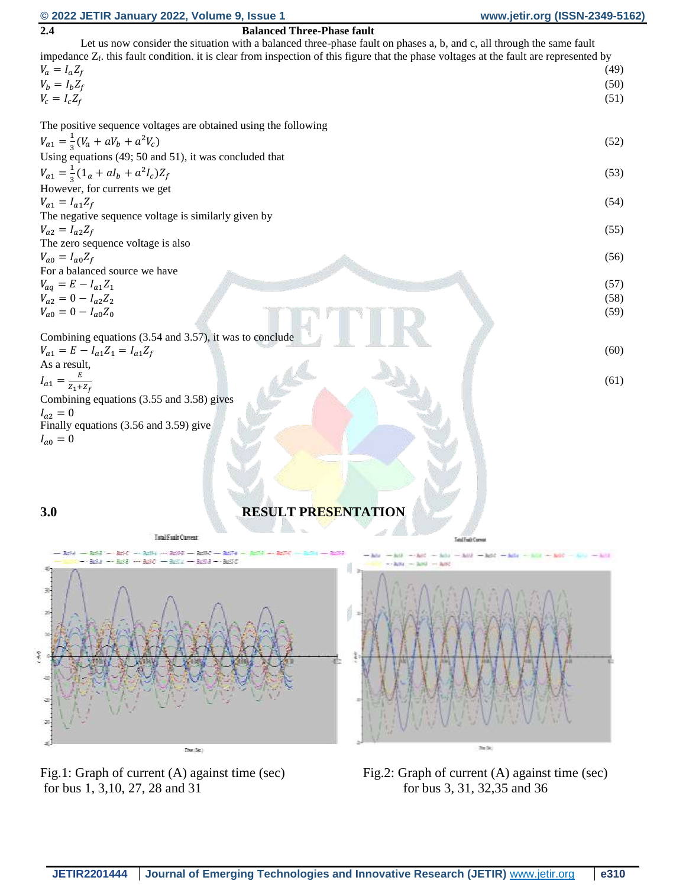## 2.4 Balanced Three-Phase fault

Let us now consider the situation with a balanced three-phase fault on phases a, b, and c, all through the same fault impedance $Z_f$. this fault condition. it is clear from inspection of this figure that the phase voltages at the fault are represented by

$$V_a = I_a Z_f \quad (49)$$

$$V_b = I_b Z_f \quad (50)$$

$$V_c = I_c Z_f \quad (51)$$

The positive sequence voltages are obtained using the following

$$V_{a1} = \frac{1}{3}(V_a + aV_b + a^2 V_c) \quad (52)$$

Using equations (49; 50 and 51), it was concluded that

$$V_{a1} = \frac{1}{3}(1_a + aI_b + a^2 I_c)Z_f \quad (53)$$

However, for currents we get

$$V_{a1} = I_{a1} Z_f \quad (54)$$

The negative sequence voltage is similarly given by

$$V_{a2} = I_{a2} Z_f \quad (55)$$

The zero sequence voltage is also

$$V_{a0} = I_{a0} Z_f \quad (56)$$

For a balanced source we have

$$V_{aq} = E - I_{a1} Z_1 \quad (57)$$

$$V_{a2} = 0 - I_{a2} Z_2 \quad (58)$$

$$V_{a0} = 0 - I_{a0} Z_0 \quad (59)$$

Combining equations (3.54 and 3.57), it was to conclude

$$V_{a1} = E - I_{a1} Z_1 = I_{a1} Z_f \quad (60)$$

As a result,

$$I_{a1} = \frac{E}{Z_1 + Z_f} \quad (61)$$

Combining equations (3.55 and 3.58) gives

$$I_{a2} = 0$$

Finally equations (3.56 and 3.59) give

$$I_{a0} = 0$$

## 3.0 RESULT PRESENTATION

Fig.1: Graph of current (A) against time (sec) for bus 1, 3,10, 27, 28 and 31

Fig.2: Graph of current (A) against time (sec) for bus 3, 31, 32,35 and 36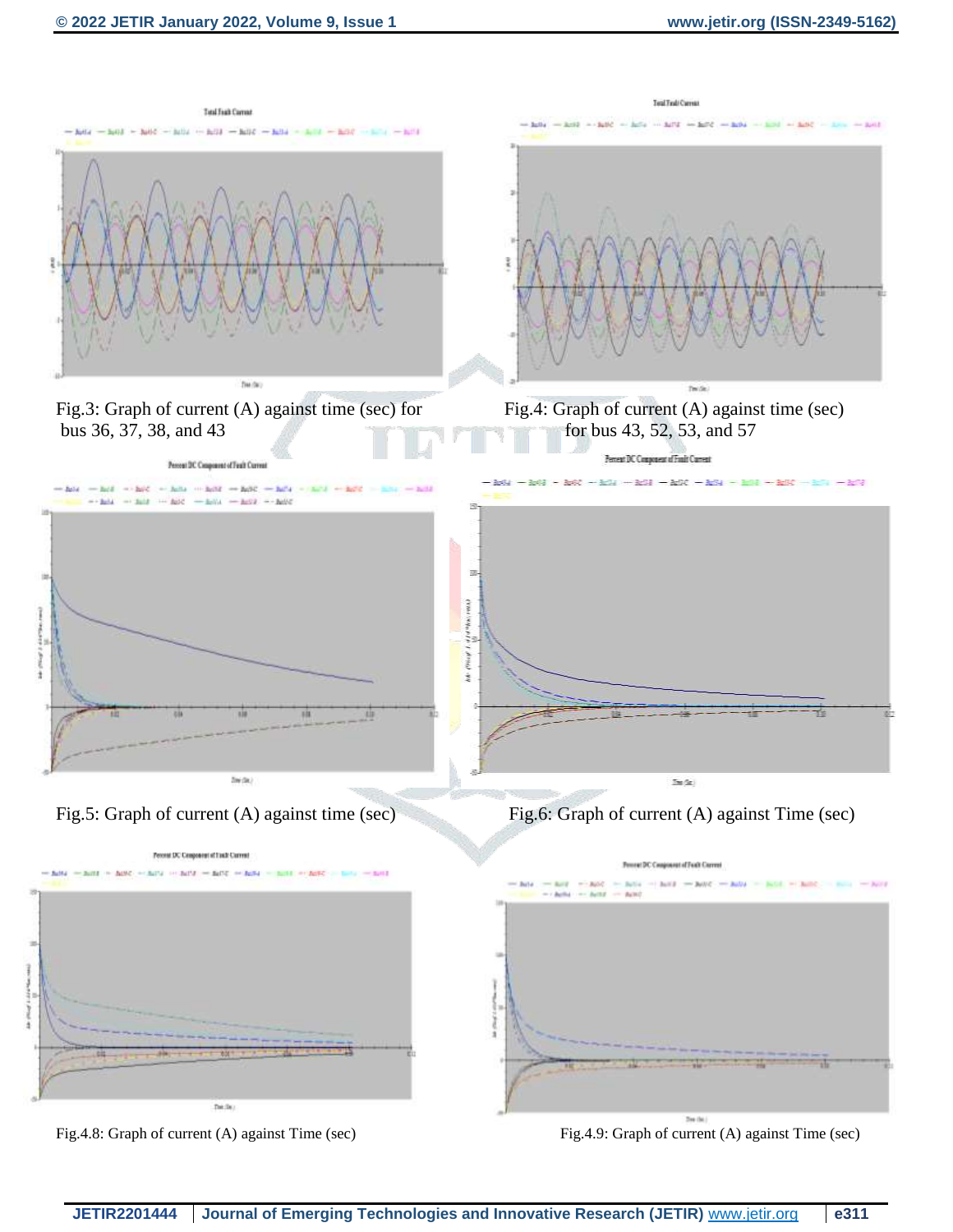Fig.3: Graph of current (A) against time (sec) for bus 36, 37, 38, and 43

Fig.4: Graph of current (A) against time (sec) for bus 43, 52, 53, and 57

Fig.5: Graph of current (A) against time (sec)

Fig.6: Graph of current (A) against Time (sec)

Fig.4.8: Graph of current (A) against Time (sec)

Fig.4.9: Graph of current (A) against Time (sec)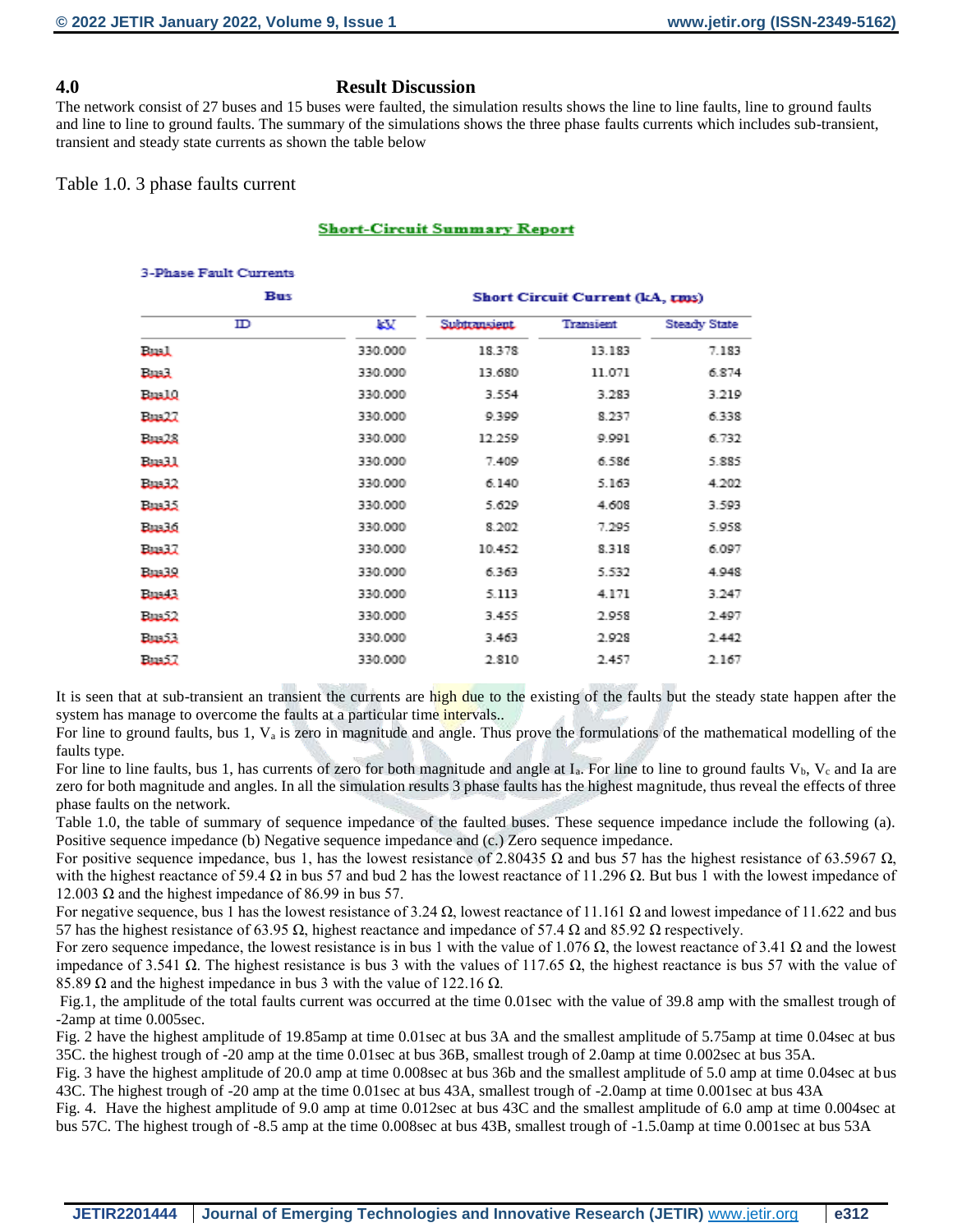## 4.0 Result Discussion

The network consist of 27 buses and 15 buses were faulted, the simulation results shows the line to line faults, line to ground faults and line to line to ground faults. The summary of the simulations shows the three phase faults currents which includes sub-transient, transient and steady state currents as shown the table below

Table 1.0. 3 phase faults current

**Short-Circuit Summary Report**

3-Phase Fault Currents

| Bus | | Short Circuit Current (kA, rms) | | |
|---|---|---|---|---|
| ID | kV | Subtransient | Transient | Steady State |
| Bus1 | 330.000 | 18.378 | 13.183 | 7.183 |
| Bus3 | 330.000 | 13.680 | 11.071 | 6.874 |
| Bus10 | 330.000 | 3.554 | 3.283 | 3.219 |
| Bus27 | 330.000 | 9.399 | 8.237 | 6.338 |
| Bus28 | 330.000 | 12.259 | 9.991 | 6.732 |
| Bus31 | 330.000 | 7.409 | 6.586 | 5.885 |
| Bus32 | 330.000 | 6.140 | 5.163 | 4.202 |
| Bus35 | 330.000 | 5.629 | 4.608 | 3.593 |
| Bus36 | 330.000 | 8.202 | 7.295 | 5.958 |
| Bus37 | 330.000 | 10.452 | 8.318 | 6.097 |
| Bus39 | 330.000 | 6.363 | 5.532 | 4.948 |
| Bus43 | 330.000 | 5.113 | 4.171 | 3.247 |
| Bus52 | 330.000 | 3.455 | 2.958 | 2.497 |
| Bus53 | 330.000 | 3.463 | 2.928 | 2.442 |
| Bus57 | 330.000 | 2.810 | 2.457 | 2.167 |

It is seen that at sub-transient an transient the currents are high due to the existing of the faults but the steady state happen after the system has manage to overcome the faults at a particular time intervals..

For line to ground faults, bus 1, $V_a$ is zero in magnitude and angle. Thus prove the formulations of the mathematical modelling of the faults type.

For line to line faults, bus 1, has currents of zero for both magnitude and angle at $I_a$. For line to line to ground faults $V_b$, $V_c$ and Ia are zero for both magnitude and angles. In all the simulation results 3 phase faults has the highest magnitude, thus reveal the effects of three phase faults on the network.

Table 1.0, the table of summary of sequence impedance of the faulted buses. These sequence impedance include the following (a). Positive sequence impedance (b) Negative sequence impedance and (c.) Zero sequence impedance.

For positive sequence impedance, bus 1, has the lowest resistance of 2.80435 Ω and bus 57 has the highest resistance of 63.5967 Ω, with the highest reactance of 59.4 Ω in bus 57 and bud 2 has the lowest reactance of 11.296 Ω. But bus 1 with the lowest impedance of 12.003 Ω and the highest impedance of 86.99 in bus 57.

For negative sequence, bus 1 has the lowest resistance of 3.24 Ω, lowest reactance of 11.161 Ω and lowest impedance of 11.622 and bus 57 has the highest resistance of 63.95 Ω, highest reactance and impedance of 57.4 Ω and 85.92 Ω respectively.

For zero sequence impedance, the lowest resistance is in bus 1 with the value of 1.076 Ω, the lowest reactance of 3.41 Ω and the lowest impedance of 3.541 Ω. The highest resistance is bus 3 with the values of 117.65 Ω, the highest reactance is bus 57 with the value of 85.89 Ω and the highest impedance in bus 3 with the value of 122.16 Ω.

Fig.1, the amplitude of the total faults current was occurred at the time 0.01sec with the value of 39.8 amp with the smallest trough of -2amp at time 0.005sec.

Fig. 2 have the highest amplitude of 19.85amp at time 0.01sec at bus 3A and the smallest amplitude of 5.75amp at time 0.04sec at bus 35C. the highest trough of -20 amp at the time 0.01sec at bus 36B, smallest trough of 2.0amp at time 0.002sec at bus 35A.

Fig. 3 have the highest amplitude of 20.0 amp at time 0.008sec at bus 36b and the smallest amplitude of 5.0 amp at time 0.04sec at bus 43C. The highest trough of -20 amp at the time 0.01sec at bus 43A, smallest trough of -2.0amp at time 0.001sec at bus 43A

Fig. 4. Have the highest amplitude of 9.0 amp at time 0.012sec at bus 43C and the smallest amplitude of 6.0 amp at time 0.004sec at bus 57C. The highest trough of -8.5 amp at the time 0.008sec at bus 43B, smallest trough of -1.5.0amp at time 0.001sec at bus 53A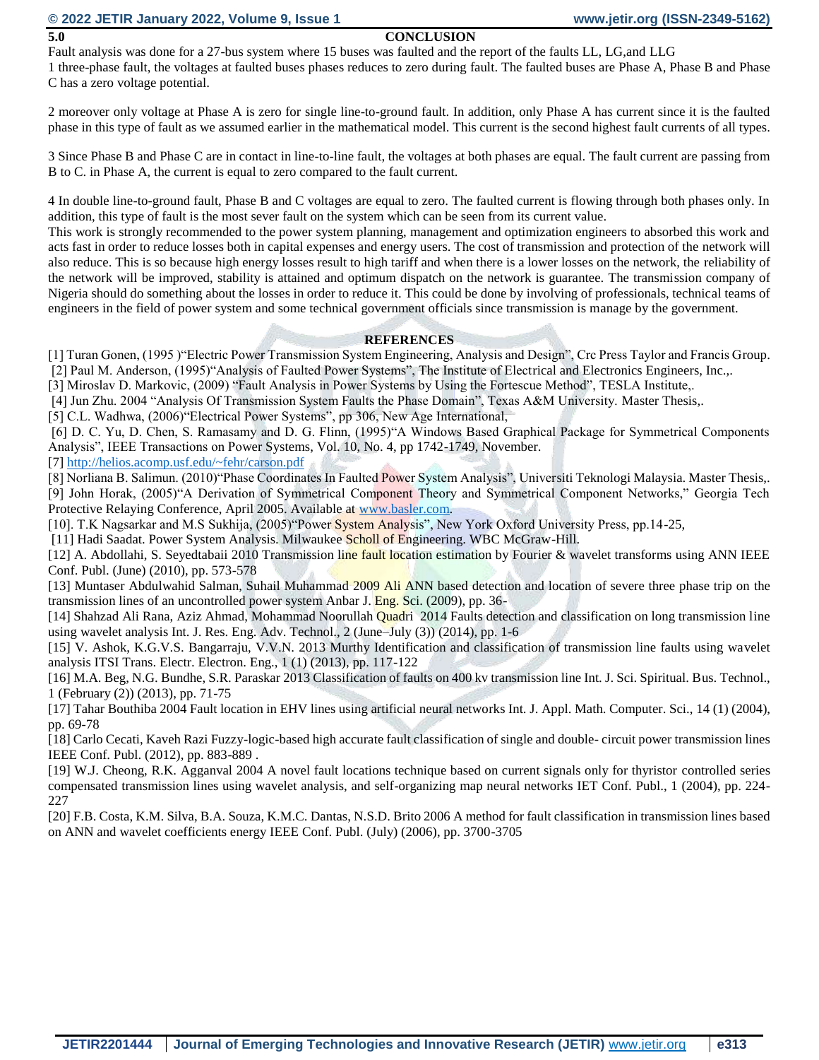## 5.0 CONCLUSION

Fault analysis was done for a 27-bus system where 15 buses was faulted and the report of the faults LL, LG,and LLG

1 three-phase fault, the voltages at faulted buses phases reduces to zero during fault. The faulted buses are Phase A, Phase B and Phase C has a zero voltage potential.

2 moreover only voltage at Phase A is zero for single line-to-ground fault. In addition, only Phase A has current since it is the faulted phase in this type of fault as we assumed earlier in the mathematical model. This current is the second highest fault currents of all types.

3 Since Phase B and Phase C are in contact in line-to-line fault, the voltages at both phases are equal. The fault current are passing from B to C. in Phase A, the current is equal to zero compared to the fault current.

4 In double line-to-ground fault, Phase B and C voltages are equal to zero. The faulted current is flowing through both phases only. In addition, this type of fault is the most sever fault on the system which can be seen from its current value.

This work is strongly recommended to the power system planning, management and optimization engineers to absorbed this work and acts fast in order to reduce losses both in capital expenses and energy users. The cost of transmission and protection of the network will also reduce. This is so because high energy losses result to high tariff and when there is a lower losses on the network, the reliability of the network will be improved, stability is attained and optimum dispatch on the network is guarantee. The transmission company of Nigeria should do something about the losses in order to reduce it. This could be done by involving of professionals, technical teams of engineers in the field of power system and some technical government officials since transmission is manage by the government.

## REFERENCES

[1] Turan Gonen, (1995 )"Electric Power Transmission System Engineering, Analysis and Design", Crc Press Taylor and Francis Group.

[2] Paul M. Anderson, (1995)"Analysis of Faulted Power Systems", The Institute of Electrical and Electronics Engineers, Inc.,.

[3] Miroslav D. Markovic, (2009) "Fault Analysis in Power Systems by Using the Fortescue Method", TESLA Institute,.

[4] Jun Zhu. 2004 "Analysis Of Transmission System Faults the Phase Domain", Texas A&M University. Master Thesis,.

[5] C.L. Wadhwa, (2006)"Electrical Power Systems", pp 306, New Age International,

[6] D. C. Yu, D. Chen, S. Ramasamy and D. G. Flinn, (1995)"A Windows Based Graphical Package for Symmetrical Components Analysis", IEEE Transactions on Power Systems, Vol. 10, No. 4, pp 1742-1749, November.

[7] http://helios.acomp.usf.edu/~fehr/carson.pdf

[8] Norliana B. Salimun. (2010)"Phase Coordinates In Faulted Power System Analysis", Universiti Teknologi Malaysia. Master Thesis,.

[9] John Horak, (2005)"A Derivation of Symmetrical Component Theory and Symmetrical Component Networks," Georgia Tech Protective Relaying Conference, April 2005. Available at www.basler.com.

[10]. T.K Nagsarkar and M.S Sukhija, (2005)"Power System Analysis", New York Oxford University Press, pp.14-25,

[11] Hadi Saadat. Power System Analysis. Milwaukee Scholl of Engineering. WBC McGraw-Hill.

[12] A. Abdollahi, S. Seyedtabaii 2010 Transmission line fault location estimation by Fourier & wavelet transforms using ANN IEEE Conf. Publ. (June) (2010), pp. 573-578

[13] Muntaser Abdulwahid Salman, Suhail Muhammad 2009 Ali ANN based detection and location of severe three phase trip on the transmission lines of an uncontrolled power system Anbar J. Eng. Sci. (2009), pp. 36-

[14] Shahzad Ali Rana, Aziz Ahmad, Mohammad Noorullah Quadri 2014 Faults detection and classification on long transmission line using wavelet analysis Int. J. Res. Eng. Adv. Technol., 2 (June–July (3)) (2014), pp. 1-6

[15] V. Ashok, K.G.V.S. Bangarraju, V.V.N. 2013 Murthy Identification and classification of transmission line faults using wavelet analysis ITSI Trans. Electr. Electron. Eng., 1 (1) (2013), pp. 117-122

[16] M.A. Beg, N.G. Bundhe, S.R. Paraskar 2013 Classification of faults on 400 kv transmission line Int. J. Sci. Spiritual. Bus. Technol., 1 (February (2)) (2013), pp. 71-75

[17] Tahar Bouthiba 2004 Fault location in EHV lines using artificial neural networks Int. J. Appl. Math. Computer. Sci., 14 (1) (2004), pp. 69-78

[18] Carlo Cecati, Kaveh Razi Fuzzy-logic-based high accurate fault classification of single and double- circuit power transmission lines IEEE Conf. Publ. (2012), pp. 883-889 .

[19] W.J. Cheong, R.K. Agganval 2004 A novel fault locations technique based on current signals only for thyristor controlled series compensated transmission lines using wavelet analysis, and self-organizing map neural networks IET Conf. Publ., 1 (2004), pp. 224-227

[20] F.B. Costa, K.M. Silva, B.A. Souza, K.M.C. Dantas, N.S.D. Brito 2006 A method for fault classification in transmission lines based on ANN and wavelet coefficients energy IEEE Conf. Publ. (July) (2006), pp. 3700-3705